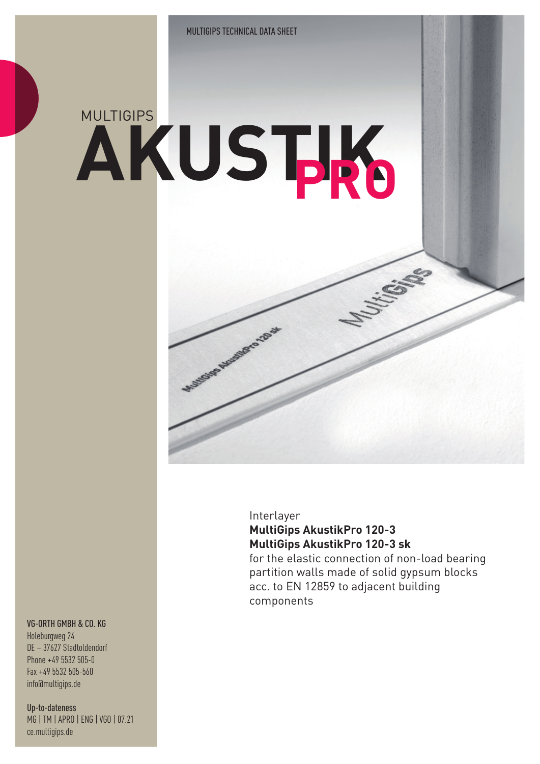MULTIGIPS TECHNICAL DATA SHEET

MULTIGIPS

# AKUSTIK PRO

Interlayer
**MultiGips AkustikPro 120-3**
**MultiGips AkustikPro 120-3 sk**
for the elastic connection of non-load bearing partition walls made of solid gypsum blocks acc. to EN 12859 to adjacent building components

**VG-ORTH GMBH & CO. KG**
Holeburgweg 24
DE – 37627 Stadtoldendorf
Phone +49 5532 505-0
Fax +49 5532 505-560
info@multigips.de

**Up-to-dateness**
MG | TM | APRO | ENG | VGO | 07.21
ce.multigips.de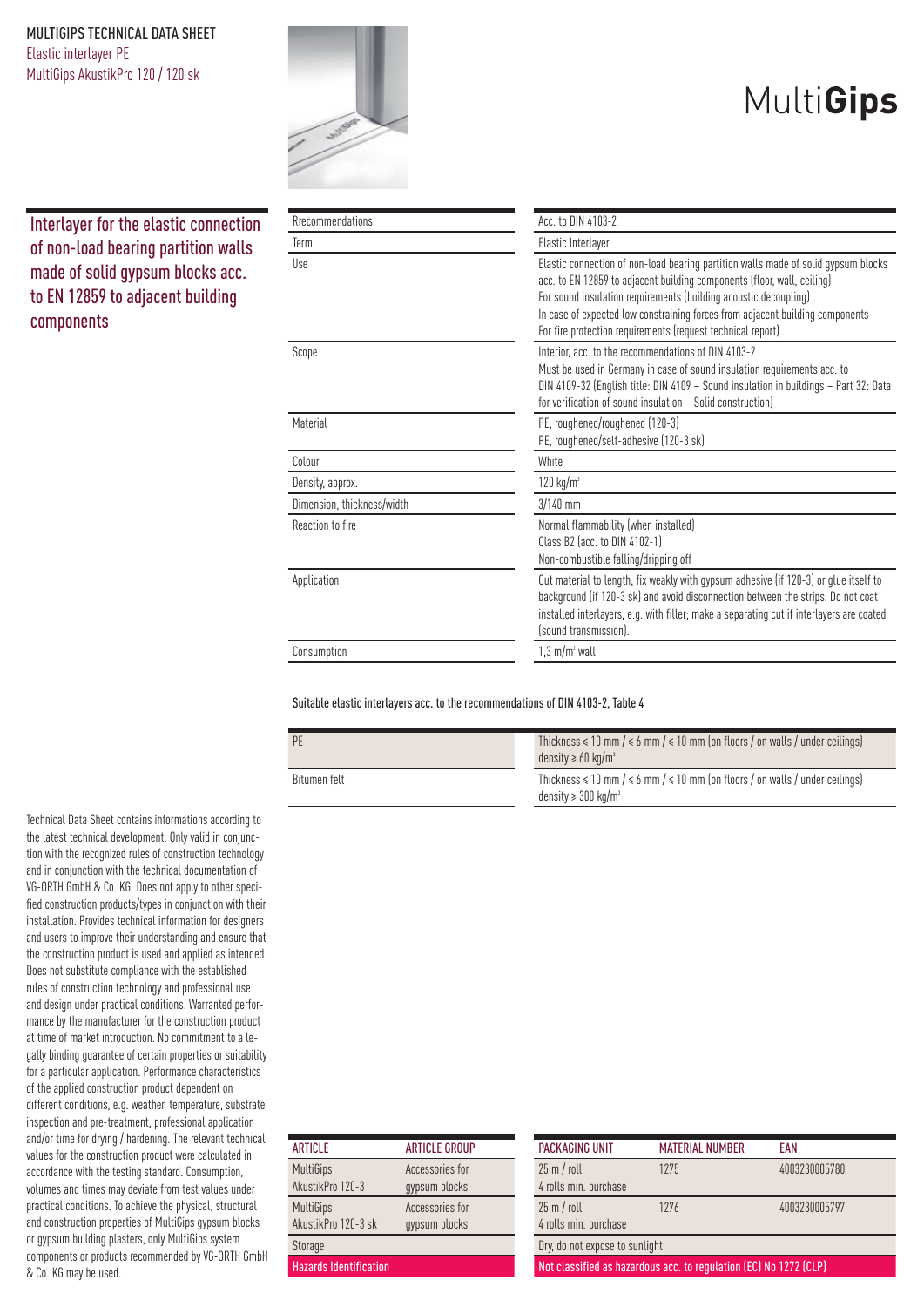MULTIGIPS TECHNICAL DATA SHEET
Elastic interlayer PE
MultiGips AkustikPro 120 / 120 sk

MultiGips

## Interlayer for the elastic connection of non-load bearing partition walls made of solid gypsum blocks acc. to EN 12859 to adjacent building components

| | |
|---|---|
| Rrecommendations | Acc. to DIN 4103-2 |
| Term | Elastic Interlayer |
| Use | Elastic connection of non-load bearing partition walls made of solid gypsum blocks acc. to EN 12859 to adjacent building components (floor, wall, ceiling)<br>For sound insulation requirements (building acoustic decoupling)<br>In case of expected low constraining forces from adjacent building components<br>For fire protection requirements (request technical report) |
| Scope | Interior, acc. to the recommendations of DIN 4103-2<br>Must be used in Germany in case of sound insulation requirements acc. to DIN 4109-32 (English title: DIN 4109 – Sound insulation in buildings – Part 32: Data for verification of sound insulation – Solid construction) |
| Material | PE, roughened/roughened (120-3)<br>PE, roughened/self-adhesive (120-3 sk) |
| Colour | White |
| Density, approx. | 120 kg/m³ |
| Dimension, thickness/width | 3/140 mm |
| Reaction to fire | Normal flammability (when installed)<br>Class B2 (acc. to DIN 4102-1)<br>Non-combustible falling/dripping off |
| Application | Cut material to length, fix weakly with gypsum adhesive (if 120-3) or glue itself to background (if 120-3 sk) and avoid disconnection between the strips. Do not coat installed interlayers, e.g. with filler; make a separating cut if interlayers are coated (sound transmission). |
| Consumption | 1,3 m/m² wall |

Suitable elastic interlayers acc. to the recommendations of DIN 4103-2, Table 4

| | |
|---|---|
| PE | Thickness ≤ 10 mm / ≤ 6 mm / ≤ 10 mm (on floors / on walls / under ceilings)<br>density ≥ 60 kg/m³ |
| Bitumen felt | Thickness ≤ 10 mm / ≤ 6 mm / ≤ 10 mm (on floors / on walls / under ceilings)<br>density ≥ 300 kg/m³ |

Technical Data Sheet contains informations according to the latest technical development. Only valid in conjunction with the recognized rules of construction technology and in conjunction with the technical documentation of VG-ORTH GmbH & Co. KG. Does not apply to other specified construction products/types in conjunction with their installation. Provides technical information for designers and users to improve their understanding and ensure that the construction product is used and applied as intended. Does not substitute compliance with the established rules of construction technology and professional use and design under practical conditions. Warranted performance by the manufacturer for the construction product at time of market introduction. No commitment to a legally binding guarantee of certain properties or suitability for a particular application. Performance characteristics of the applied construction product dependent on different conditions, e.g. weather, temperature, substrate inspection and pre-treatment, professional application and/or time for drying / hardening. The relevant technical values for the construction product were calculated in accordance with the testing standard. Consumption, volumes and times may deviate from test values under practical conditions. To achieve the physical, structural and construction properties of MultiGips gypsum blocks or gypsum building plasters, only MultiGips system components or products recommended by VG-ORTH GmbH & Co. KG may be used.

| ARTICLE | ARTICLE GROUP | PACKAGING UNIT | MATERIAL NUMBER | EAN |
|---|---|---|---|---|
| MultiGips AkustikPro 120-3 | Accessories for gypsum blocks | 25 m / roll<br>4 rolls min. purchase | 1275 | 4003230005780 |
| MultiGips AkustikPro 120-3 sk | Accessories for gypsum blocks | 25 m / roll<br>4 rolls min. purchase | 1276 | 4003230005797 |
| Storage | | Dry, do not expose to sunlight | | |
| Hazards Identification | | Not classified as hazardous acc. to regulation (EC) No 1272 (CLP) | | |